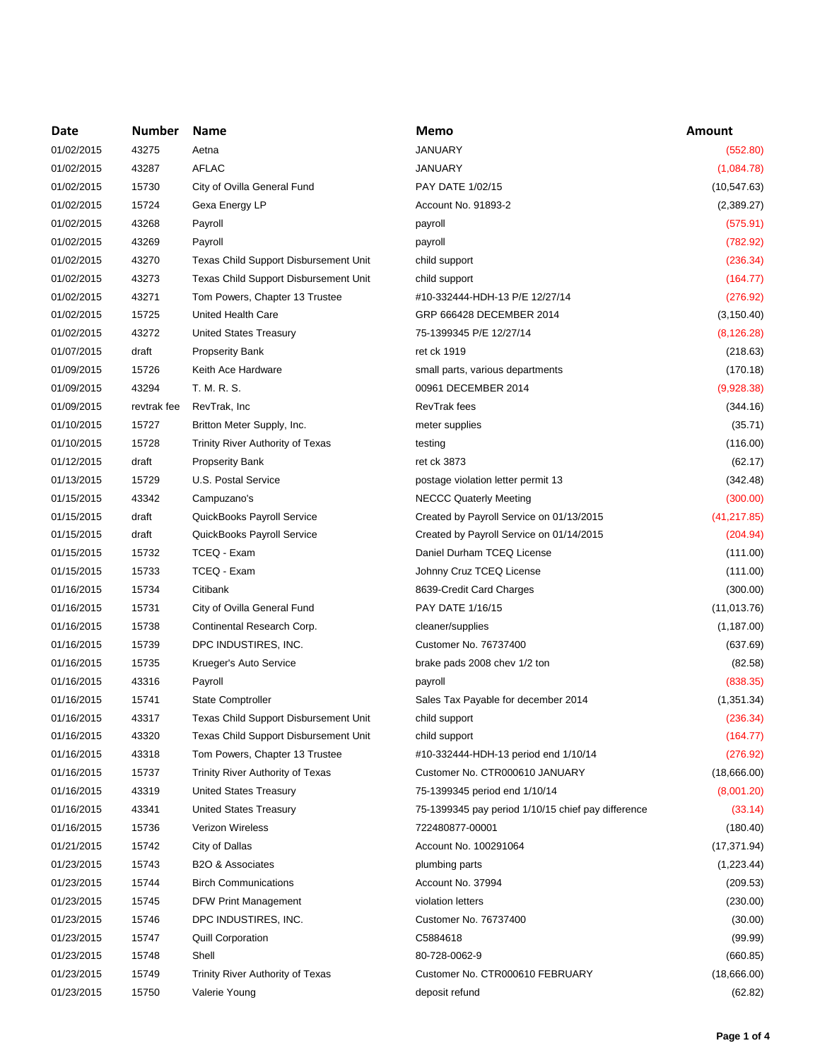| Date | Number | Name | Memo | Amount |
|---|---|---|---|---|
| 01/02/2015 | 43275 | Aetna | JANUARY | (552.80) |
| 01/02/2015 | 43287 | AFLAC | JANUARY | (1,084.78) |
| 01/02/2015 | 15730 | City of Ovilla General Fund | PAY DATE 1/02/15 | (10,547.63) |
| 01/02/2015 | 15724 | Gexa Energy LP | Account No. 91893-2 | (2,389.27) |
| 01/02/2015 | 43268 | Payroll | payroll | (575.91) |
| 01/02/2015 | 43269 | Payroll | payroll | (782.92) |
| 01/02/2015 | 43270 | Texas Child Support Disbursement Unit | child support | (236.34) |
| 01/02/2015 | 43273 | Texas Child Support Disbursement Unit | child support | (164.77) |
| 01/02/2015 | 43271 | Tom Powers, Chapter 13 Trustee | #10-332444-HDH-13 P/E 12/27/14 | (276.92) |
| 01/02/2015 | 15725 | United Health Care | GRP 666428 DECEMBER 2014 | (3,150.40) |
| 01/02/2015 | 43272 | United States Treasury | 75-1399345 P/E 12/27/14 | (8,126.28) |
| 01/07/2015 | draft | Propserity Bank | ret ck 1919 | (218.63) |
| 01/09/2015 | 15726 | Keith Ace Hardware | small parts, various departments | (170.18) |
| 01/09/2015 | 43294 | T. M. R. S. | 00961 DECEMBER 2014 | (9,928.38) |
| 01/09/2015 | revtrak fee | RevTrak, Inc | RevTrak fees | (344.16) |
| 01/10/2015 | 15727 | Britton Meter Supply, Inc. | meter supplies | (35.71) |
| 01/10/2015 | 15728 | Trinity River Authority of Texas | testing | (116.00) |
| 01/12/2015 | draft | Propserity Bank | ret ck 3873 | (62.17) |
| 01/13/2015 | 15729 | U.S. Postal Service | postage violation letter permit 13 | (342.48) |
| 01/15/2015 | 43342 | Campuzano's | NECCC Quaterly Meeting | (300.00) |
| 01/15/2015 | draft | QuickBooks Payroll Service | Created by Payroll Service on 01/13/2015 | (41,217.85) |
| 01/15/2015 | draft | QuickBooks Payroll Service | Created by Payroll Service on 01/14/2015 | (204.94) |
| 01/15/2015 | 15732 | TCEQ - Exam | Daniel Durham TCEQ License | (111.00) |
| 01/15/2015 | 15733 | TCEQ - Exam | Johnny Cruz TCEQ License | (111.00) |
| 01/16/2015 | 15734 | Citibank | 8639-Credit Card Charges | (300.00) |
| 01/16/2015 | 15731 | City of Ovilla General Fund | PAY DATE 1/16/15 | (11,013.76) |
| 01/16/2015 | 15738 | Continental Research Corp. | cleaner/supplies | (1,187.00) |
| 01/16/2015 | 15739 | DPC INDUSTIRES, INC. | Customer No. 76737400 | (637.69) |
| 01/16/2015 | 15735 | Krueger's Auto Service | brake pads 2008 chev 1/2 ton | (82.58) |
| 01/16/2015 | 43316 | Payroll | payroll | (838.35) |
| 01/16/2015 | 15741 | State Comptroller | Sales Tax Payable for december 2014 | (1,351.34) |
| 01/16/2015 | 43317 | Texas Child Support Disbursement Unit | child support | (236.34) |
| 01/16/2015 | 43320 | Texas Child Support Disbursement Unit | child support | (164.77) |
| 01/16/2015 | 43318 | Tom Powers, Chapter 13 Trustee | #10-332444-HDH-13 period end 1/10/14 | (276.92) |
| 01/16/2015 | 15737 | Trinity River Authority of Texas | Customer No. CTR000610 JANUARY | (18,666.00) |
| 01/16/2015 | 43319 | United States Treasury | 75-1399345 period end 1/10/14 | (8,001.20) |
| 01/16/2015 | 43341 | United States Treasury | 75-1399345 pay period 1/10/15 chief pay difference | (33.14) |
| 01/16/2015 | 15736 | Verizon Wireless | 722480877-00001 | (180.40) |
| 01/21/2015 | 15742 | City of Dallas | Account No. 100291064 | (17,371.94) |
| 01/23/2015 | 15743 | B2O & Associates | plumbing parts | (1,223.44) |
| 01/23/2015 | 15744 | Birch Communications | Account No. 37994 | (209.53) |
| 01/23/2015 | 15745 | DFW Print Management | violation letters | (230.00) |
| 01/23/2015 | 15746 | DPC INDUSTIRES, INC. | Customer No. 76737400 | (30.00) |
| 01/23/2015 | 15747 | Quill Corporation | C5884618 | (99.99) |
| 01/23/2015 | 15748 | Shell | 80-728-0062-9 | (660.85) |
| 01/23/2015 | 15749 | Trinity River Authority of Texas | Customer No. CTR000610 FEBRUARY | (18,666.00) |
| 01/23/2015 | 15750 | Valerie Young | deposit refund | (62.82) |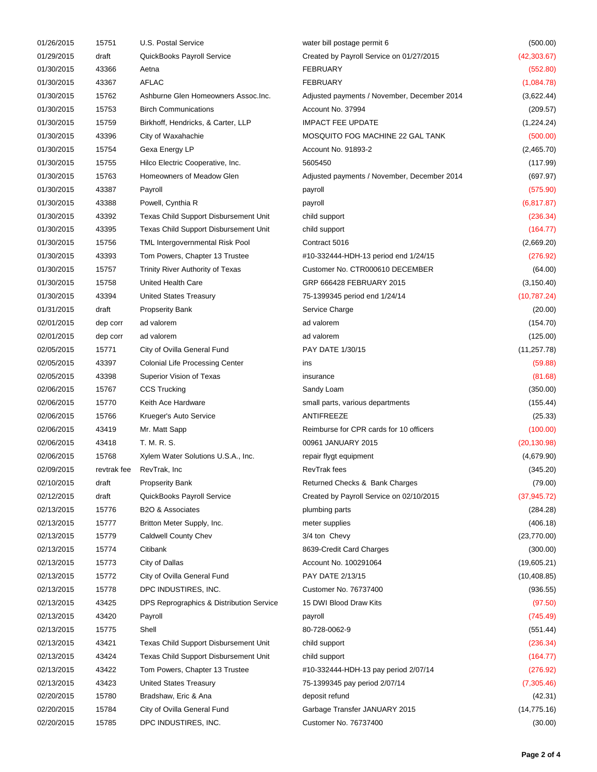| | | | | |
|---|---|---|---|---|
| 01/26/2015 | 15751 | U.S. Postal Service | water bill postage permit 6 | (500.00) |
| 01/29/2015 | draft | QuickBooks Payroll Service | Created by Payroll Service on 01/27/2015 | (42,303.67) |
| 01/30/2015 | 43366 | Aetna | FEBRUARY | (552.80) |
| 01/30/2015 | 43367 | AFLAC | FEBRUARY | (1,084.78) |
| 01/30/2015 | 15762 | Ashburne Glen Homeowners Assoc.Inc. | Adjusted payments / November, December 2014 | (3,622.44) |
| 01/30/2015 | 15753 | Birch Communications | Account No. 37994 | (209.57) |
| 01/30/2015 | 15759 | Birkhoff, Hendricks, & Carter, LLP | IMPACT FEE UPDATE | (1,224.24) |
| 01/30/2015 | 43396 | City of Waxahachie | MOSQUITO FOG MACHINE 22 GAL TANK | (500.00) |
| 01/30/2015 | 15754 | Gexa Energy LP | Account No. 91893-2 | (2,465.70) |
| 01/30/2015 | 15755 | Hilco Electric Cooperative, Inc. | 5605450 | (117.99) |
| 01/30/2015 | 15763 | Homeowners of Meadow Glen | Adjusted payments / November, December 2014 | (697.97) |
| 01/30/2015 | 43387 | Payroll | payroll | (575.90) |
| 01/30/2015 | 43388 | Powell, Cynthia R | payroll | (6,817.87) |
| 01/30/2015 | 43392 | Texas Child Support Disbursement Unit | child support | (236.34) |
| 01/30/2015 | 43395 | Texas Child Support Disbursement Unit | child support | (164.77) |
| 01/30/2015 | 15756 | TML Intergovernmental Risk Pool | Contract 5016 | (2,669.20) |
| 01/30/2015 | 43393 | Tom Powers, Chapter 13 Trustee | #10-332444-HDH-13 period end 1/24/15 | (276.92) |
| 01/30/2015 | 15757 | Trinity River Authority of Texas | Customer No. CTR000610 DECEMBER | (64.00) |
| 01/30/2015 | 15758 | United Health Care | GRP 666428 FEBRUARY 2015 | (3,150.40) |
| 01/30/2015 | 43394 | United States Treasury | 75-1399345 period end 1/24/14 | (10,787.24) |
| 01/31/2015 | draft | Propsperity Bank | Service Charge | (20.00) |
| 02/01/2015 | dep corr | ad valorem | ad valorem | (154.70) |
| 02/01/2015 | dep corr | ad valorem | ad valorem | (125.00) |
| 02/05/2015 | 15771 | City of Ovilla General Fund | PAY DATE 1/30/15 | (11,257.78) |
| 02/05/2015 | 43397 | Colonial Life Processing Center | ins | (59.88) |
| 02/05/2015 | 43398 | Superior Vision of Texas | insurance | (81.68) |
| 02/06/2015 | 15767 | CCS Trucking | Sandy Loam | (350.00) |
| 02/06/2015 | 15770 | Keith Ace Hardware | small parts, various departments | (155.44) |
| 02/06/2015 | 15766 | Krueger's Auto Service | ANTIFREEZE | (25.33) |
| 02/06/2015 | 43419 | Mr. Matt Sapp | Reimburse for CPR cards for 10 officers | (100.00) |
| 02/06/2015 | 43418 | T. M. R. S. | 00961 JANUARY 2015 | (20,130.98) |
| 02/06/2015 | 15768 | Xylem Water Solutions U.S.A., Inc. | repair flygt equipment | (4,679.90) |
| 02/09/2015 | revtrak fee | RevTrak, Inc | RevTrak fees | (345.20) |
| 02/10/2015 | draft | Propsperity Bank | Returned Checks & Bank Charges | (79.00) |
| 02/12/2015 | draft | QuickBooks Payroll Service | Created by Payroll Service on 02/10/2015 | (37,945.72) |
| 02/13/2015 | 15776 | B2O & Associates | plumbing parts | (284.28) |
| 02/13/2015 | 15777 | Britton Meter Supply, Inc. | meter supplies | (406.18) |
| 02/13/2015 | 15779 | Caldwell County Chev | 3/4 ton Chevy | (23,770.00) |
| 02/13/2015 | 15774 | Citibank | 8639-Credit Card Charges | (300.00) |
| 02/13/2015 | 15773 | City of Dallas | Account No. 100291064 | (19,605.21) |
| 02/13/2015 | 15772 | City of Ovilla General Fund | PAY DATE 2/13/15 | (10,408.85) |
| 02/13/2015 | 15778 | DPC INDUSTIRES, INC. | Customer No. 76737400 | (936.55) |
| 02/13/2015 | 43425 | DPS Reprographics & Distribution Service | 15 DWI Blood Draw Kits | (97.50) |
| 02/13/2015 | 43420 | Payroll | payroll | (745.49) |
| 02/13/2015 | 15775 | Shell | 80-728-0062-9 | (551.44) |
| 02/13/2015 | 43421 | Texas Child Support Disbursement Unit | child support | (236.34) |
| 02/13/2015 | 43424 | Texas Child Support Disbursement Unit | child support | (164.77) |
| 02/13/2015 | 43422 | Tom Powers, Chapter 13 Trustee | #10-332444-HDH-13 pay period 2/07/14 | (276.92) |
| 02/13/2015 | 43423 | United States Treasury | 75-1399345 pay period 2/07/14 | (7,305.46) |
| 02/20/2015 | 15780 | Bradshaw, Eric & Ana | deposit refund | (42.31) |
| 02/20/2015 | 15784 | City of Ovilla General Fund | Garbage Transfer JANUARY 2015 | (14,775.16) |
| 02/20/2015 | 15785 | DPC INDUSTIRES, INC. | Customer No. 76737400 | (30.00) |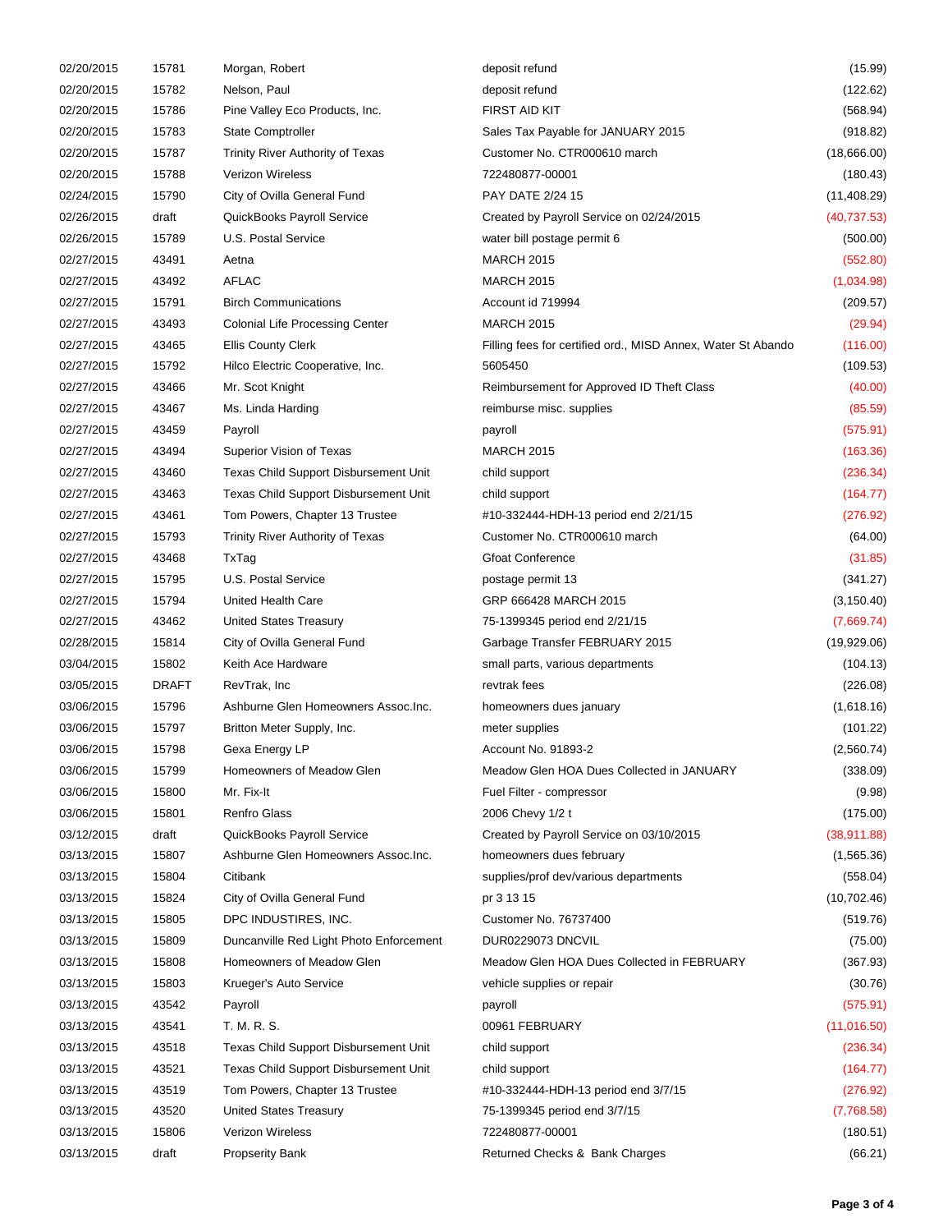| | | | | |
|---|---|---|---|---|
| 02/20/2015 | 15781 | Morgan, Robert | deposit refund | (15.99) |
| 02/20/2015 | 15782 | Nelson, Paul | deposit refund | (122.62) |
| 02/20/2015 | 15786 | Pine Valley Eco Products, Inc. | FIRST AID KIT | (568.94) |
| 02/20/2015 | 15783 | State Comptroller | Sales Tax Payable for JANUARY 2015 | (918.82) |
| 02/20/2015 | 15787 | Trinity River Authority of Texas | Customer No. CTR000610 march | (18,666.00) |
| 02/20/2015 | 15788 | Verizon Wireless | 722480877-00001 | (180.43) |
| 02/24/2015 | 15790 | City of Ovilla General Fund | PAY DATE 2/24 15 | (11,408.29) |
| 02/26/2015 | draft | QuickBooks Payroll Service | Created by Payroll Service on 02/24/2015 | (40,737.53) |
| 02/26/2015 | 15789 | U.S. Postal Service | water bill postage permit 6 | (500.00) |
| 02/27/2015 | 43491 | Aetna | MARCH 2015 | (552.80) |
| 02/27/2015 | 43492 | AFLAC | MARCH 2015 | (1,034.98) |
| 02/27/2015 | 15791 | Birch Communications | Account id 719994 | (209.57) |
| 02/27/2015 | 43493 | Colonial Life Processing Center | MARCH 2015 | (29.94) |
| 02/27/2015 | 43465 | Ellis County Clerk | Filling fees for certified ord., MISD Annex, Water St Abando | (116.00) |
| 02/27/2015 | 15792 | Hilco Electric Cooperative, Inc. | 5605450 | (109.53) |
| 02/27/2015 | 43466 | Mr. Scot Knight | Reimbursement for Approved ID Theft Class | (40.00) |
| 02/27/2015 | 43467 | Ms. Linda Harding | reimburse misc. supplies | (85.59) |
| 02/27/2015 | 43459 | Payroll | payroll | (575.91) |
| 02/27/2015 | 43494 | Superior Vision of Texas | MARCH 2015 | (163.36) |
| 02/27/2015 | 43460 | Texas Child Support Disbursement Unit | child support | (236.34) |
| 02/27/2015 | 43463 | Texas Child Support Disbursement Unit | child support | (164.77) |
| 02/27/2015 | 43461 | Tom Powers, Chapter 13 Trustee | #10-332444-HDH-13 period end 2/21/15 | (276.92) |
| 02/27/2015 | 15793 | Trinity River Authority of Texas | Customer No. CTR000610 march | (64.00) |
| 02/27/2015 | 43468 | TxTag | Gfoat Conference | (31.85) |
| 02/27/2015 | 15795 | U.S. Postal Service | postage permit 13 | (341.27) |
| 02/27/2015 | 15794 | United Health Care | GRP 666428 MARCH 2015 | (3,150.40) |
| 02/27/2015 | 43462 | United States Treasury | 75-1399345 period end 2/21/15 | (7,669.74) |
| 02/28/2015 | 15814 | City of Ovilla General Fund | Garbage Transfer FEBRUARY 2015 | (19,929.06) |
| 03/04/2015 | 15802 | Keith Ace Hardware | small parts, various departments | (104.13) |
| 03/05/2015 | DRAFT | RevTrak, Inc | revtrak fees | (226.08) |
| 03/06/2015 | 15796 | Ashburne Glen Homeowners Assoc.Inc. | homeowners dues january | (1,618.16) |
| 03/06/2015 | 15797 | Britton Meter Supply, Inc. | meter supplies | (101.22) |
| 03/06/2015 | 15798 | Gexa Energy LP | Account No. 91893-2 | (2,560.74) |
| 03/06/2015 | 15799 | Homeowners of Meadow Glen | Meadow Glen HOA Dues Collected in JANUARY | (338.09) |
| 03/06/2015 | 15800 | Mr. Fix-It | Fuel Filter - compressor | (9.98) |
| 03/06/2015 | 15801 | Renfro Glass | 2006 Chevy 1/2 t | (175.00) |
| 03/12/2015 | draft | QuickBooks Payroll Service | Created by Payroll Service on 03/10/2015 | (38,911.88) |
| 03/13/2015 | 15807 | Ashburne Glen Homeowners Assoc.Inc. | homeowners dues february | (1,565.36) |
| 03/13/2015 | 15804 | Citibank | supplies/prof dev/various departments | (558.04) |
| 03/13/2015 | 15824 | City of Ovilla General Fund | pr 3 13 15 | (10,702.46) |
| 03/13/2015 | 15805 | DPC INDUSTIRES, INC. | Customer No. 76737400 | (519.76) |
| 03/13/2015 | 15809 | Duncanville Red Light Photo Enforcement | DUR0229073 DNCVIL | (75.00) |
| 03/13/2015 | 15808 | Homeowners of Meadow Glen | Meadow Glen HOA Dues Collected in FEBRUARY | (367.93) |
| 03/13/2015 | 15803 | Krueger's Auto Service | vehicle supplies or repair | (30.76) |
| 03/13/2015 | 43542 | Payroll | payroll | (575.91) |
| 03/13/2015 | 43541 | T. M. R. S. | 00961 FEBRUARY | (11,016.50) |
| 03/13/2015 | 43518 | Texas Child Support Disbursement Unit | child support | (236.34) |
| 03/13/2015 | 43521 | Texas Child Support Disbursement Unit | child support | (164.77) |
| 03/13/2015 | 43519 | Tom Powers, Chapter 13 Trustee | #10-332444-HDH-13 period end 3/7/15 | (276.92) |
| 03/13/2015 | 43520 | United States Treasury | 75-1399345 period end 3/7/15 | (7,768.58) |
| 03/13/2015 | 15806 | Verizon Wireless | 722480877-00001 | (180.51) |
| 03/13/2015 | draft | Propsperity Bank | Returned Checks & Bank Charges | (66.21) |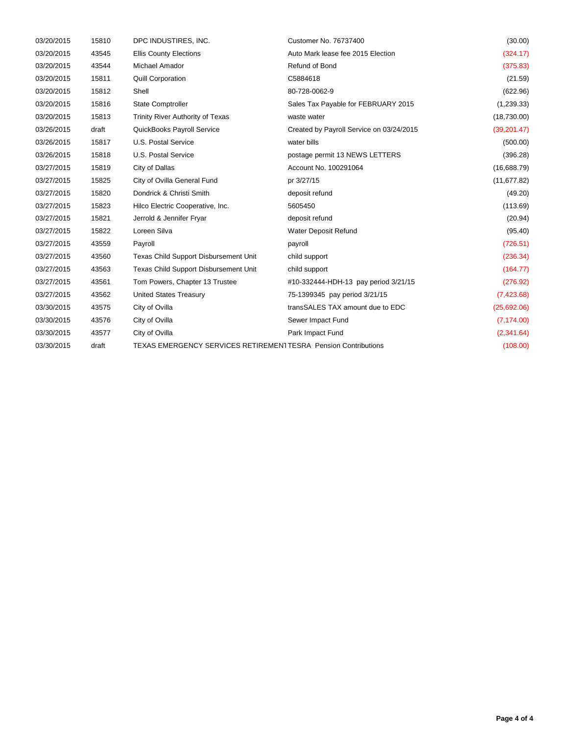| | | | | |
|---|---|---|---|---|
| 03/20/2015 | 15810 | DPC INDUSTIRES, INC. | Customer No. 76737400 | (30.00) |
| 03/20/2015 | 43545 | Ellis County Elections | Auto Mark lease fee 2015 Election | (324.17) |
| 03/20/2015 | 43544 | Michael Amador | Refund of Bond | (375.83) |
| 03/20/2015 | 15811 | Quill Corporation | C5884618 | (21.59) |
| 03/20/2015 | 15812 | Shell | 80-728-0062-9 | (622.96) |
| 03/20/2015 | 15816 | State Comptroller | Sales Tax Payable for FEBRUARY 2015 | (1,239.33) |
| 03/20/2015 | 15813 | Trinity River Authority of Texas | waste water | (18,730.00) |
| 03/26/2015 | draft | QuickBooks Payroll Service | Created by Payroll Service on 03/24/2015 | (39,201.47) |
| 03/26/2015 | 15817 | U.S. Postal Service | water bills | (500.00) |
| 03/26/2015 | 15818 | U.S. Postal Service | postage permit 13 NEWS LETTERS | (396.28) |
| 03/27/2015 | 15819 | City of Dallas | Account No. 100291064 | (16,688.79) |
| 03/27/2015 | 15825 | City of Ovilla General Fund | pr 3/27/15 | (11,677.82) |
| 03/27/2015 | 15820 | Dondrick & Christi Smith | deposit refund | (49.20) |
| 03/27/2015 | 15823 | Hilco Electric Cooperative, Inc. | 5605450 | (113.69) |
| 03/27/2015 | 15821 | Jerrold & Jennifer Fryar | deposit refund | (20.94) |
| 03/27/2015 | 15822 | Loreen Silva | Water Deposit Refund | (95.40) |
| 03/27/2015 | 43559 | Payroll | payroll | (726.51) |
| 03/27/2015 | 43560 | Texas Child Support Disbursement Unit | child support | (236.34) |
| 03/27/2015 | 43563 | Texas Child Support Disbursement Unit | child support | (164.77) |
| 03/27/2015 | 43561 | Tom Powers, Chapter 13 Trustee | #10-332444-HDH-13 pay period 3/21/15 | (276.92) |
| 03/27/2015 | 43562 | United States Treasury | 75-1399345 pay period 3/21/15 | (7,423.68) |
| 03/30/2015 | 43575 | City of Ovilla | transSALES TAX amount due to EDC | (25,692.06) |
| 03/30/2015 | 43576 | City of Ovilla | Sewer Impact Fund | (7,174.00) |
| 03/30/2015 | 43577 | City of Ovilla | Park Impact Fund | (2,341.64) |
| 03/30/2015 | draft | TEXAS EMERGENCY SERVICES RETIREMENT | TESRA Pension Contributions | (108.00) |